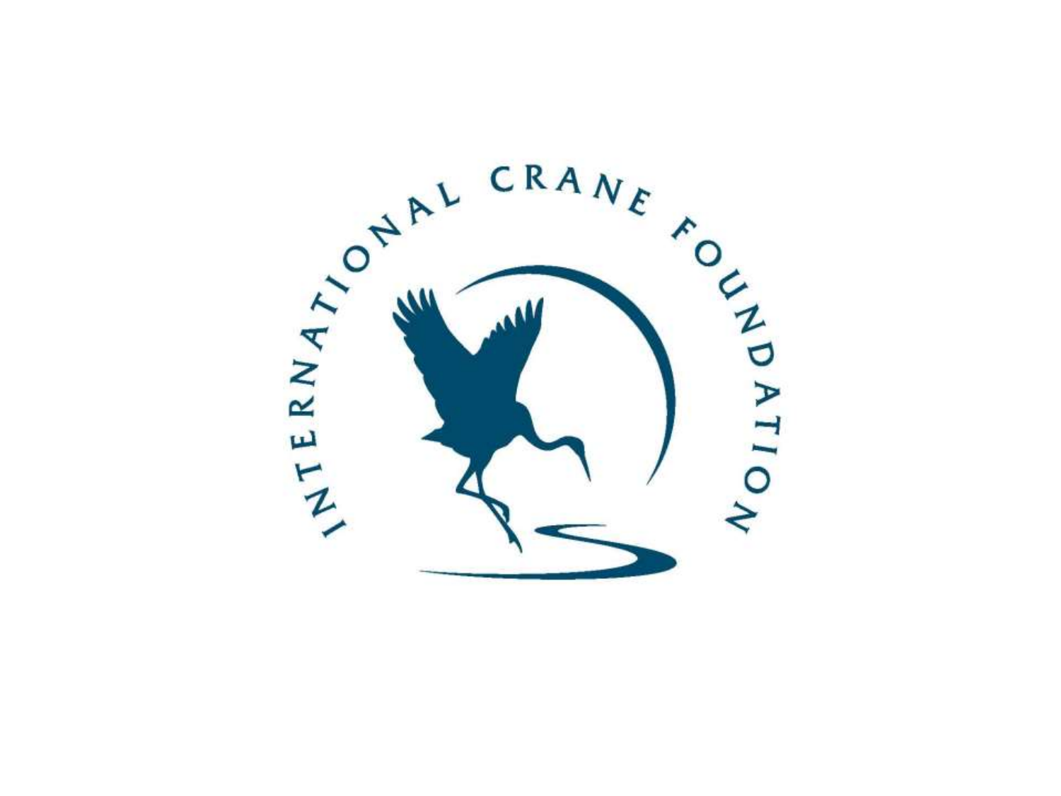INTERNATIONAL CRANE FOUNDATION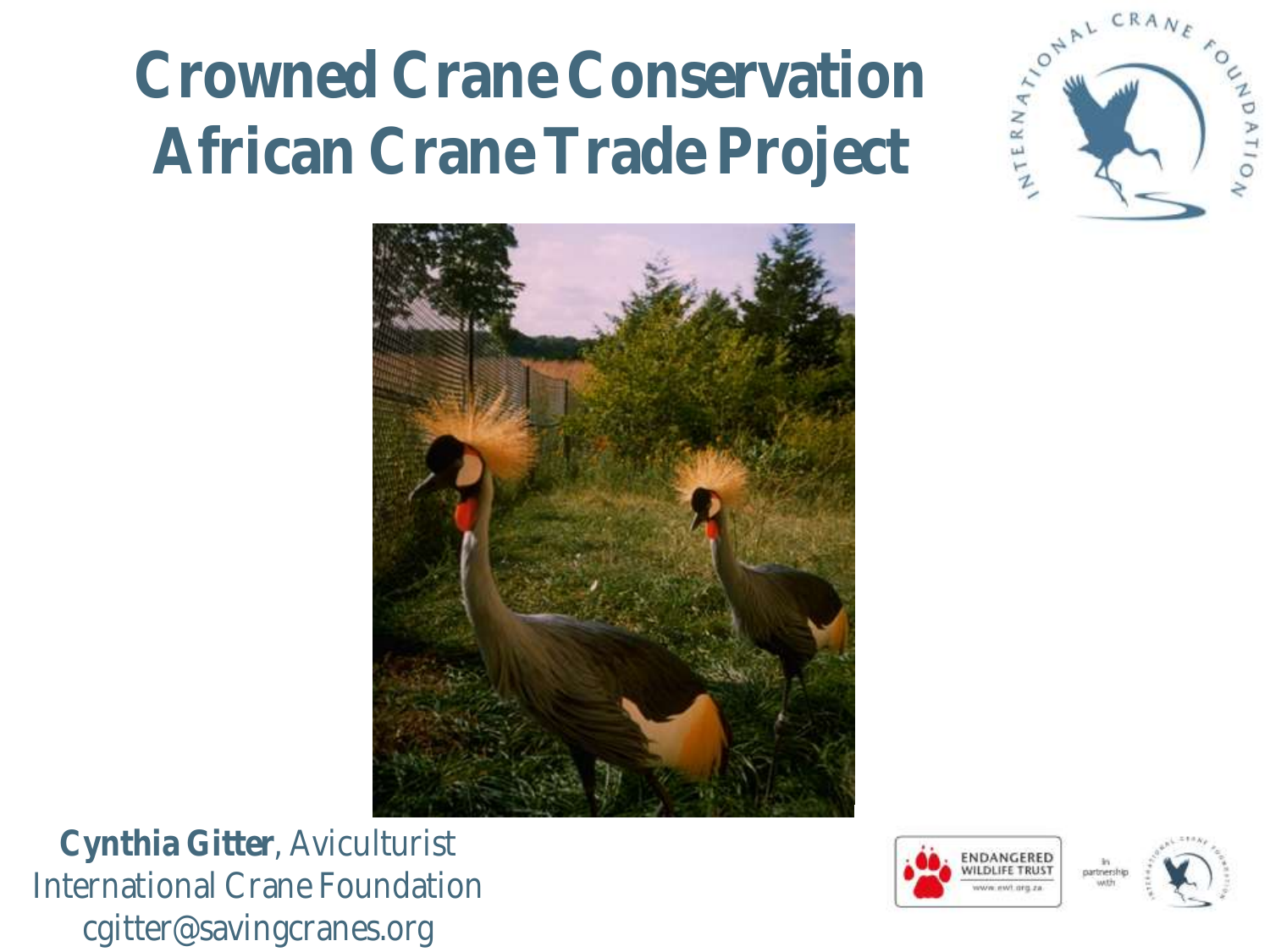# Crowned Crane Conservation African Crane Trade Project

**Cynthia Gitter**, Aviculturist
International Crane Foundation
cgitter@savingcranes.org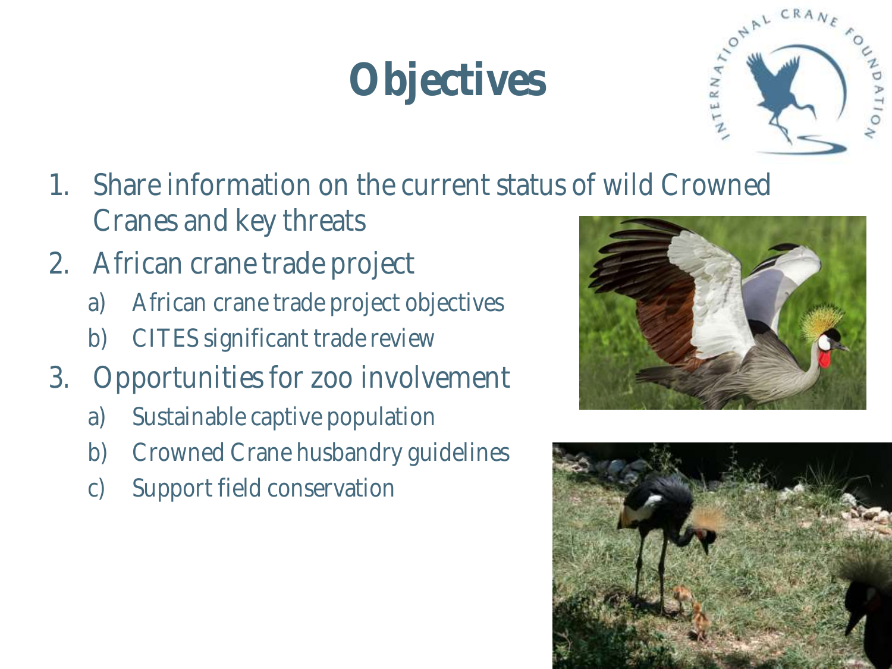# Objectives

1. Share information on the current status of wild Crowned Cranes and key threats
2. African crane trade project
    a) African crane trade project objectives
    b) CITES significant trade review
3. Opportunities for zoo involvement
    a) Sustainable captive population
    b) Crowned Crane husbandry guidelines
    c) Support field conservation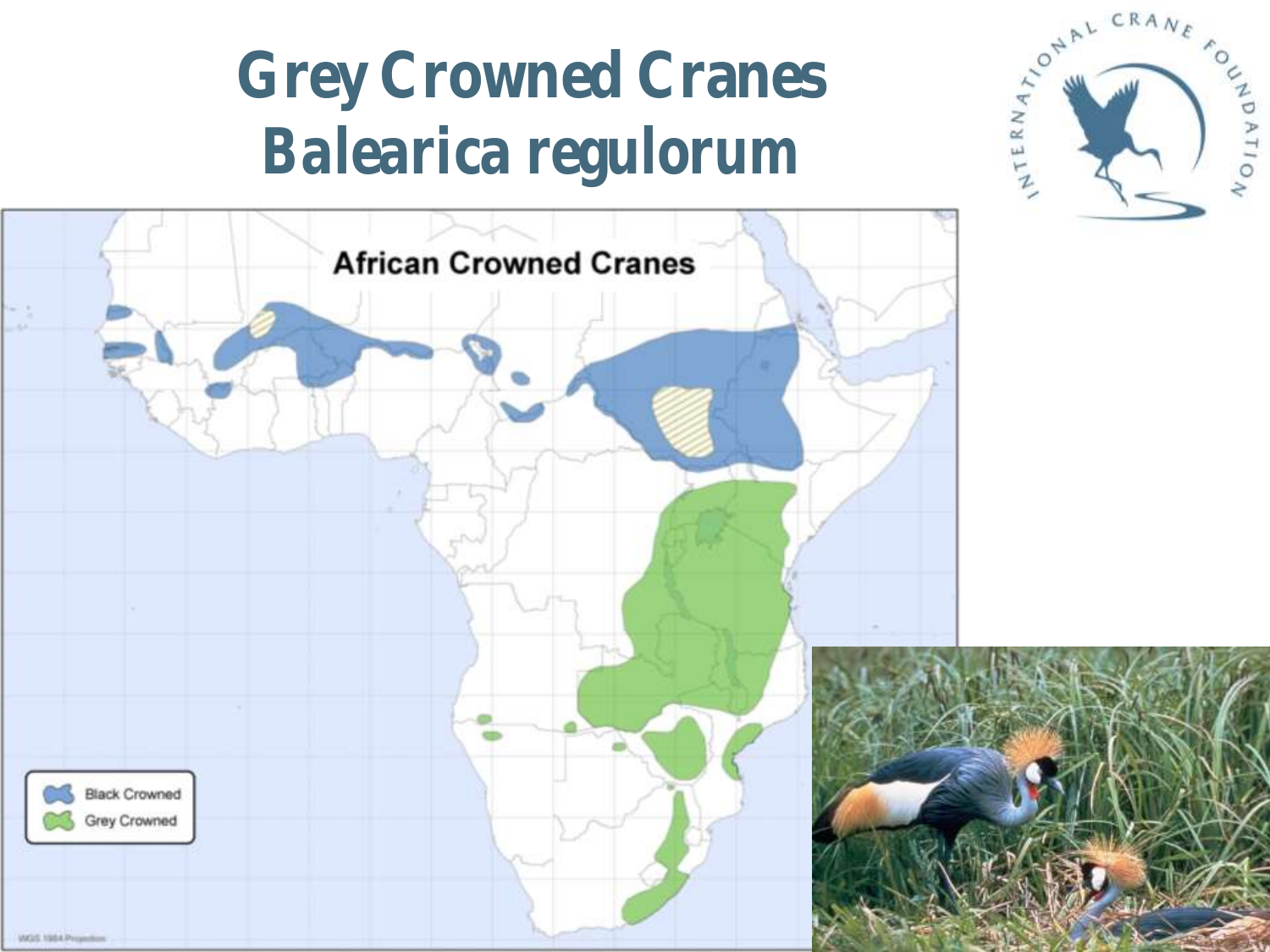# Grey Crowned Cranes
# *Balearica regulorum*

INTERNATIONAL CRANE FOUNDATION

African Crowned Cranes

- Black Crowned
- Grey Crowned

WGS 1984 Projection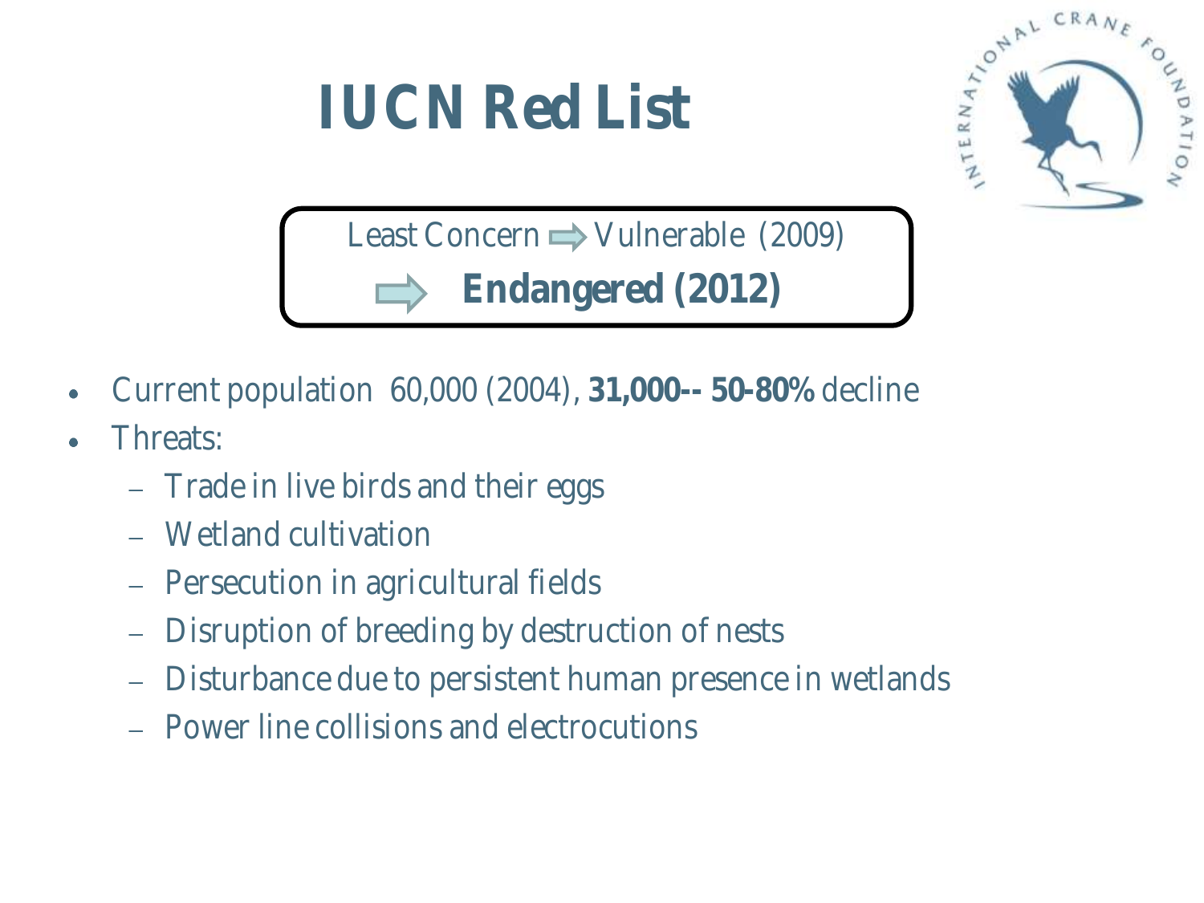# IUCN Red List

Least Concern ⇨ Vulnerable (2009)

⇨ **Endangered (2012)**

- Current population 60,000 (2004), **31,000-- 50-80%** decline
- Threats:
  - Trade in live birds and their eggs
  - Wetland cultivation
  - Persecution in agricultural fields
  - Disruption of breeding by destruction of nests
  - Disturbance due to persistent human presence in wetlands
  - Power line collisions and electrocutions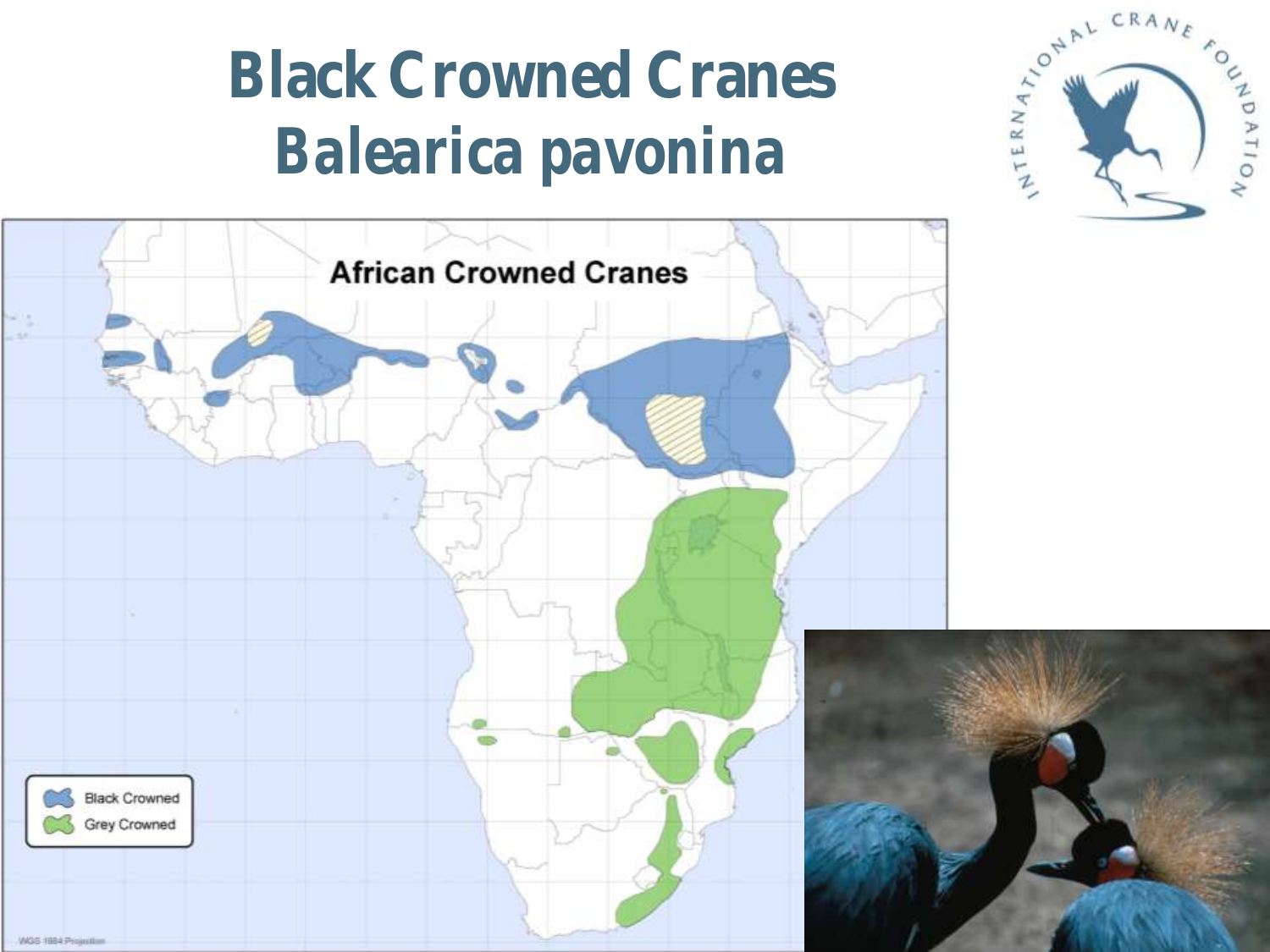# Black Crowned Cranes
# *Balearica pavonina*

INTERNATIONAL CRANE FOUNDATION

African Crowned Cranes

Black Crowned

Grey Crowned

WGS 1984 Projection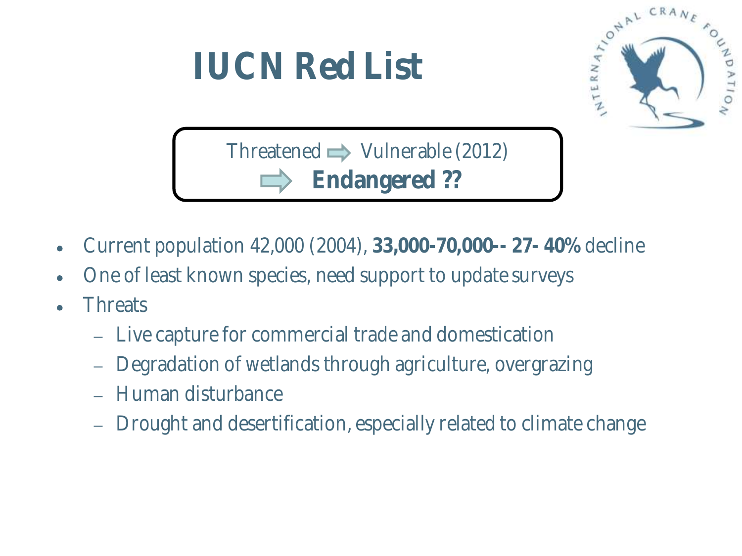# IUCN Red List

Threatened ⇨ Vulnerable (2012)

⇨ **Endangered ??**

- Current population 42,000 (2004), **33,000-70,000-- 27- 40%** decline
- One of least known species, need support to update surveys
- Threats
  - Live capture for commercial trade and domestication
  - Degradation of wetlands through agriculture, overgrazing
  - Human disturbance
  - Drought and desertification, especially related to climate change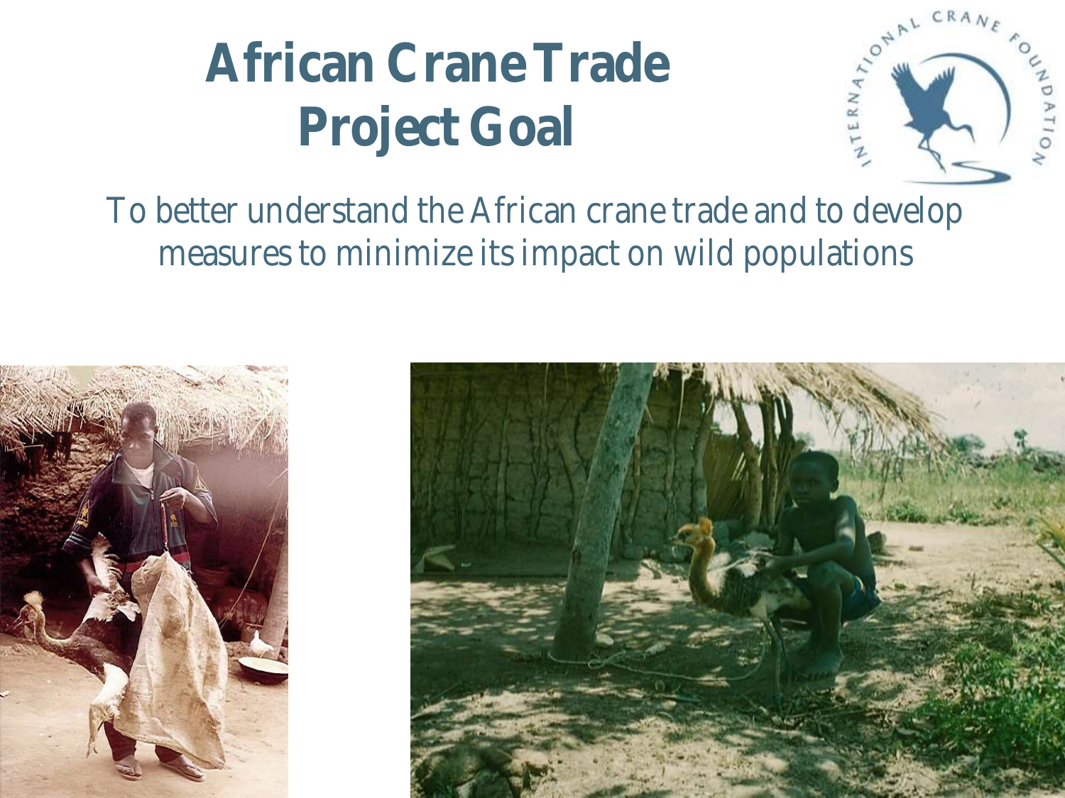# African Crane Trade Project Goal

To better understand the African crane trade and to develop measures to minimize its impact on wild populations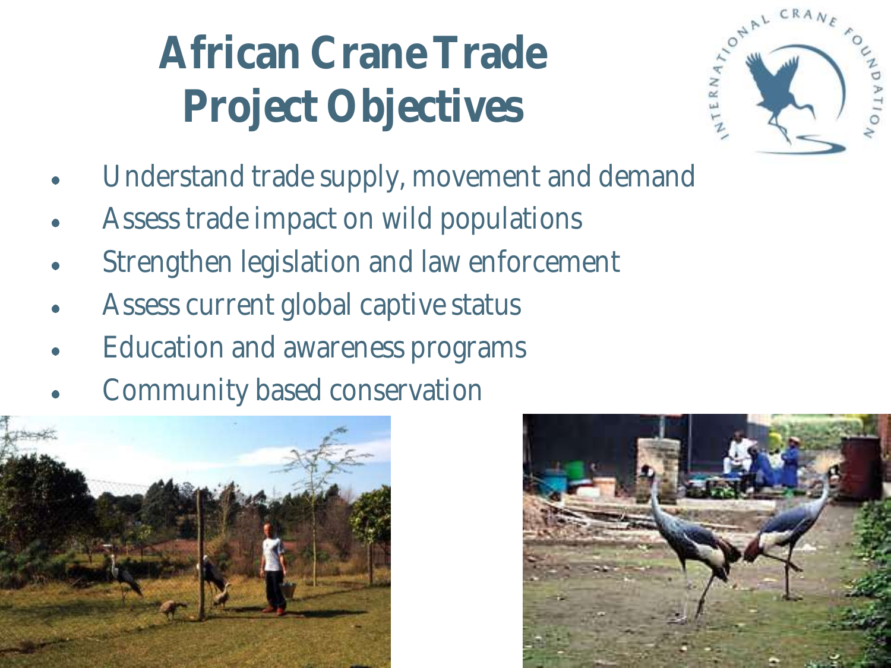# African Crane Trade Project Objectives

- Understand trade supply, movement and demand
- Assess trade impact on wild populations
- Strengthen legislation and law enforcement
- Assess current global captive status
- Education and awareness programs
- Community based conservation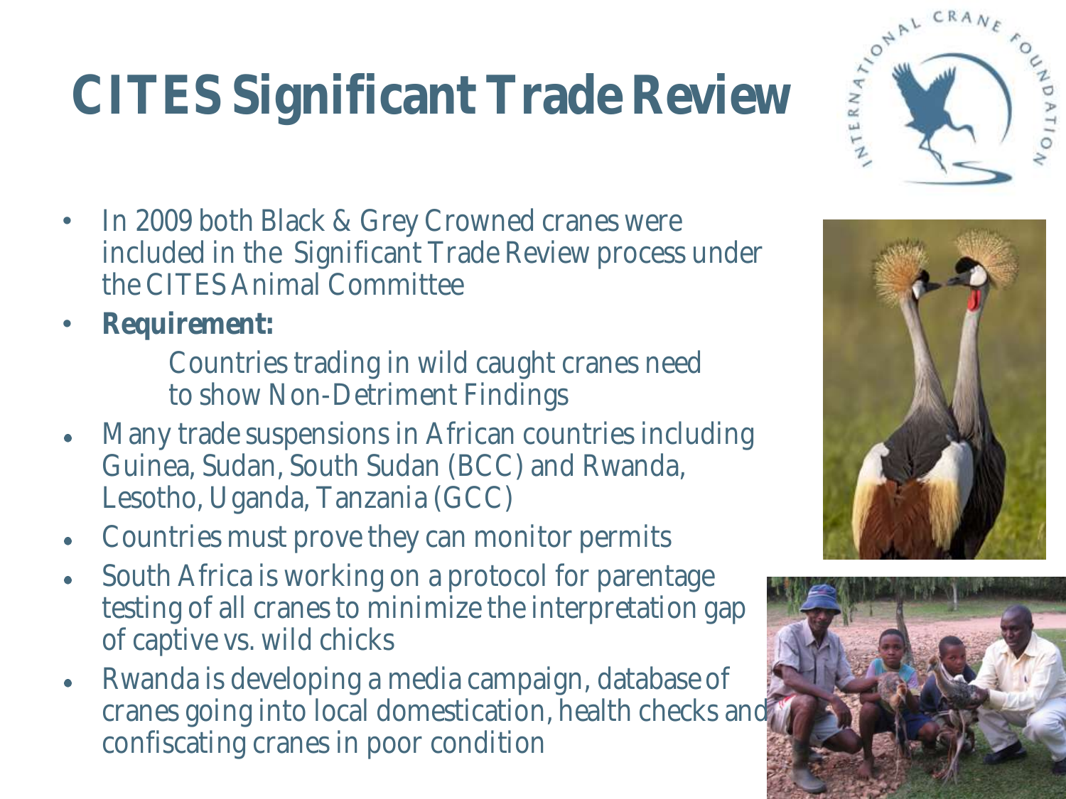# CITES Significant Trade Review

- In 2009 both Black & Grey Crowned cranes were included in the Significant Trade Review process under the CITES Animal Committee
- **Requirement:**

  Countries trading in wild caught cranes need to show Non-Detriment Findings

- Many trade suspensions in African countries including Guinea, Sudan, South Sudan (BCC) and Rwanda, Lesotho, Uganda, Tanzania (GCC)
- Countries must prove they can monitor permits
- South Africa is working on a protocol for parentage testing of all cranes to minimize the interpretation gap of captive vs. wild chicks
- Rwanda is developing a media campaign, database of cranes going into local domestication, health checks and confiscating cranes in poor condition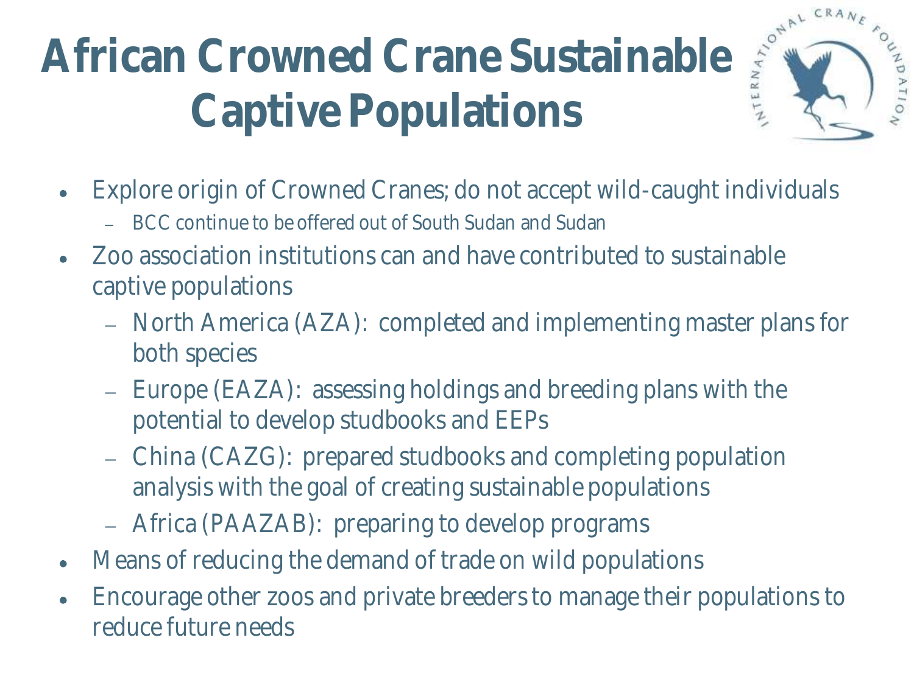# African Crowned Crane Sustainable Captive Populations

- Explore origin of Crowned Cranes; do not accept wild-caught individuals
  - BCC continue to be offered out of South Sudan and Sudan
- Zoo association institutions can and have contributed to sustainable captive populations
  - North America (AZA): completed and implementing master plans for both species
  - Europe (EAZA): assessing holdings and breeding plans with the potential to develop studbooks and EEPs
  - China (CAZG): prepared studbooks and completing population analysis with the goal of creating sustainable populations
  - Africa (PAAZAB): preparing to develop programs
- Means of reducing the demand of trade on wild populations
- Encourage other zoos and private breeders to manage their populations to reduce future needs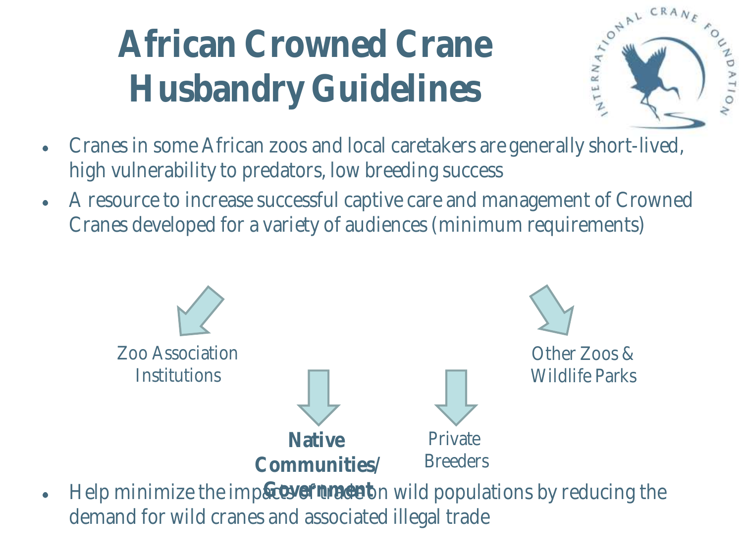# African Crowned Crane Husbandry Guidelines

- Cranes in some African zoos and local caretakers are generally short-lived, high vulnerability to predators, low breeding success
- A resource to increase successful captive care and management of Crowned Cranes developed for a variety of audiences (minimum requirements)

Zoo Association Institutions

Other Zoos & Wildlife Parks

**Native Communities/ Government**

Private Breeders

- Help minimize the impacts of trade on wild populations by reducing the demand for wild cranes and associated illegal trade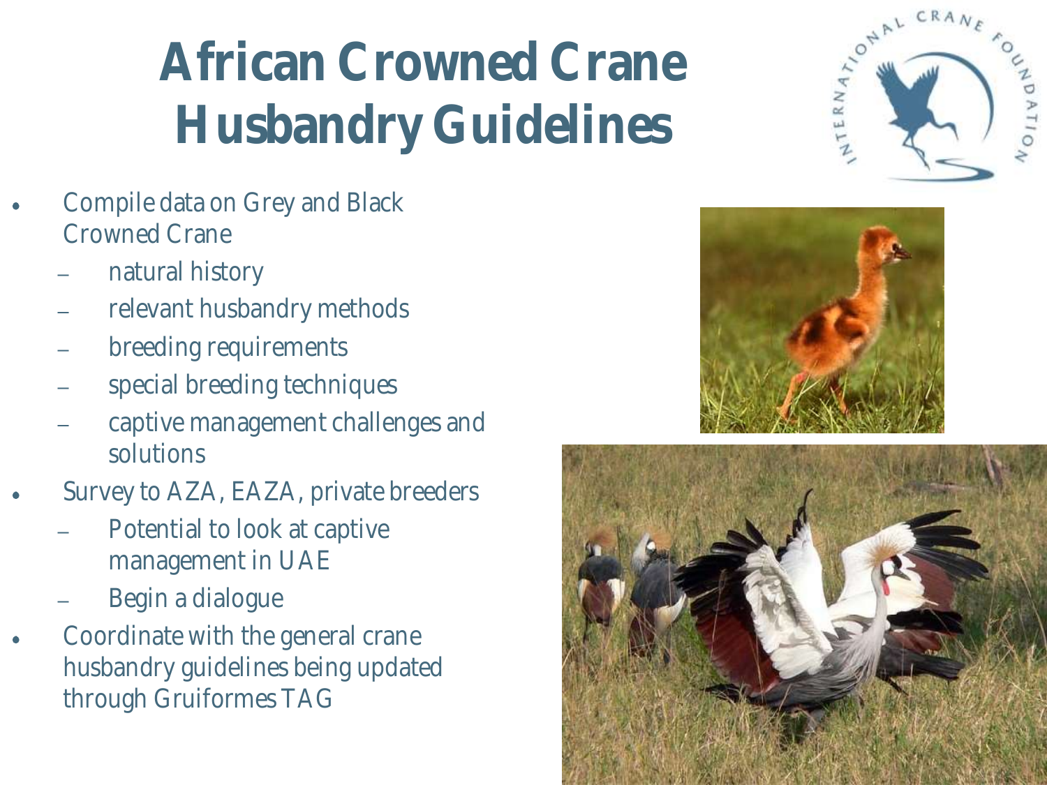# African Crowned Crane Husbandry Guidelines

- Compile data on Grey and Black Crowned Crane
  - natural history
  - relevant husbandry methods
  - breeding requirements
  - special breeding techniques
  - captive management challenges and solutions
- Survey to AZA, EAZA, private breeders
  - Potential to look at captive management in UAE
  - Begin a dialogue
- Coordinate with the general crane husbandry guidelines being updated through Gruiformes TAG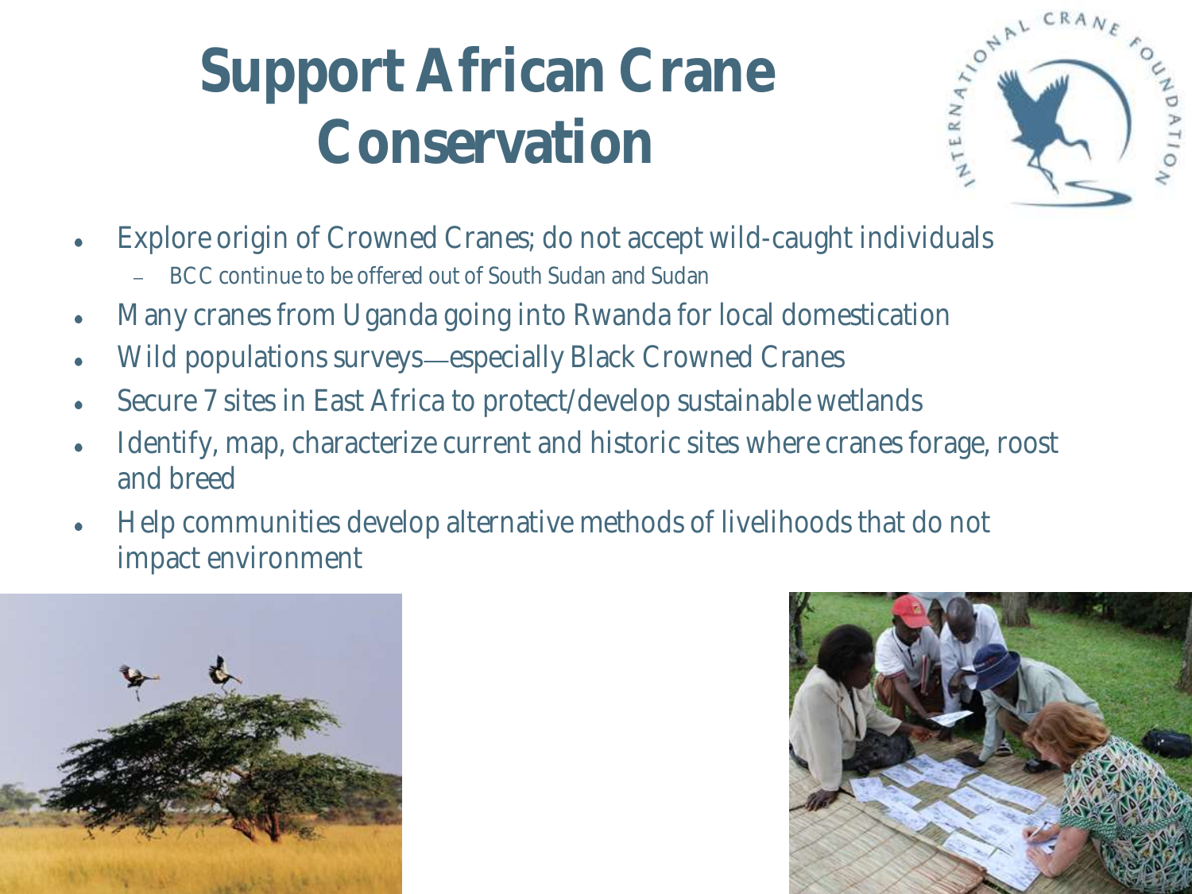# Support African Crane Conservation

- Explore origin of Crowned Cranes; do not accept wild-caught individuals
  - BCC continue to be offered out of South Sudan and Sudan
- Many cranes from Uganda going into Rwanda for local domestication
- Wild populations surveys—especially Black Crowned Cranes
- Secure 7 sites in East Africa to protect/develop sustainable wetlands
- Identify, map, characterize current and historic sites where cranes forage, roost and breed
- Help communities develop alternative methods of livelihoods that do not impact environment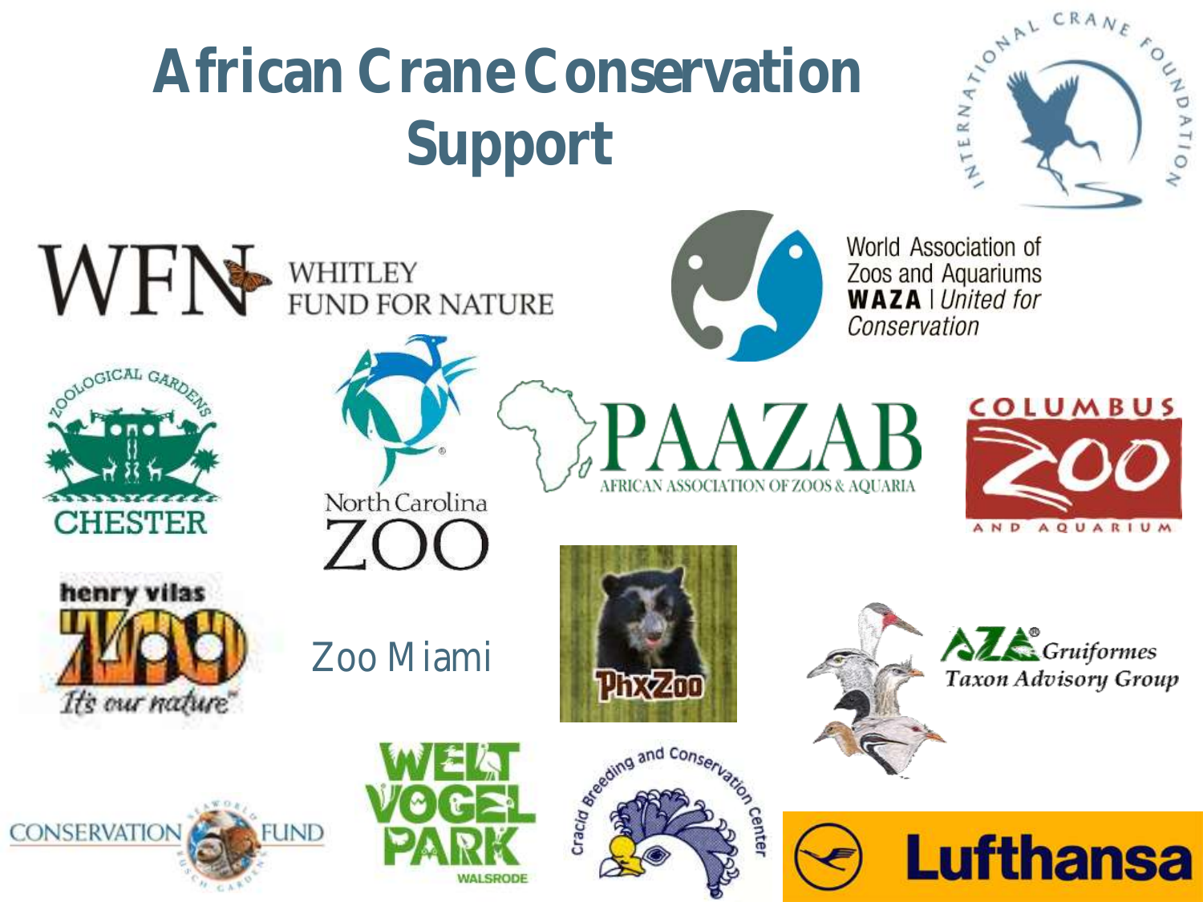# African Crane Conservation Support

INTERNATIONAL CRANE FOUNDATION

WFN WHITLEY FUND FOR NATURE

World Association of Zoos and Aquariums **WAZA** | *United for Conservation*

ZOOLOGICAL GARDENS CHESTER

North Carolina ZOO

PAAZAB AFRICAN ASSOCIATION OF ZOOS & AQUARIA

COLUMBUS ZOO AND AQUARIUM

henry vilas ZOO *It's our nature*

Zoo Miami

PhxZoo

AZA *Gruiformes Taxon Advisory Group*

CONSERVATION FUND SEAWORLD BUSCH GARDENS

WELT VOGEL PARK WALSRODE

Cracid Breeding and Conservation Center

Lufthansa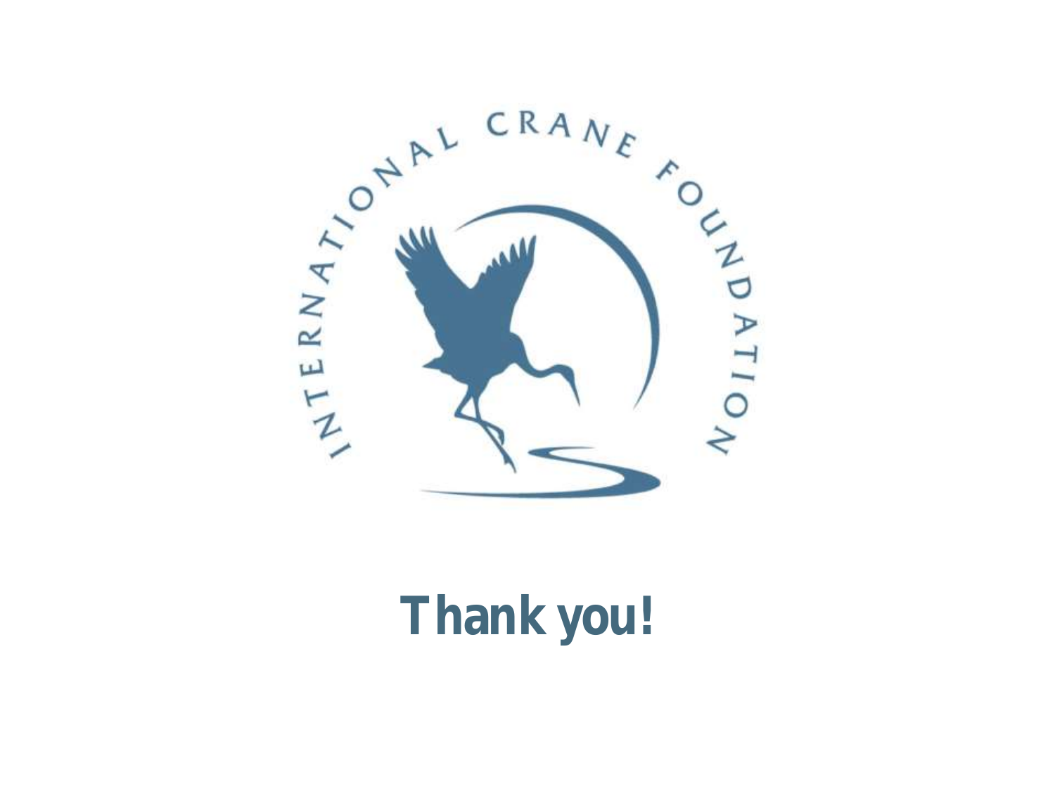INTERNATIONAL CRANE FOUNDATION

**Thank you!**